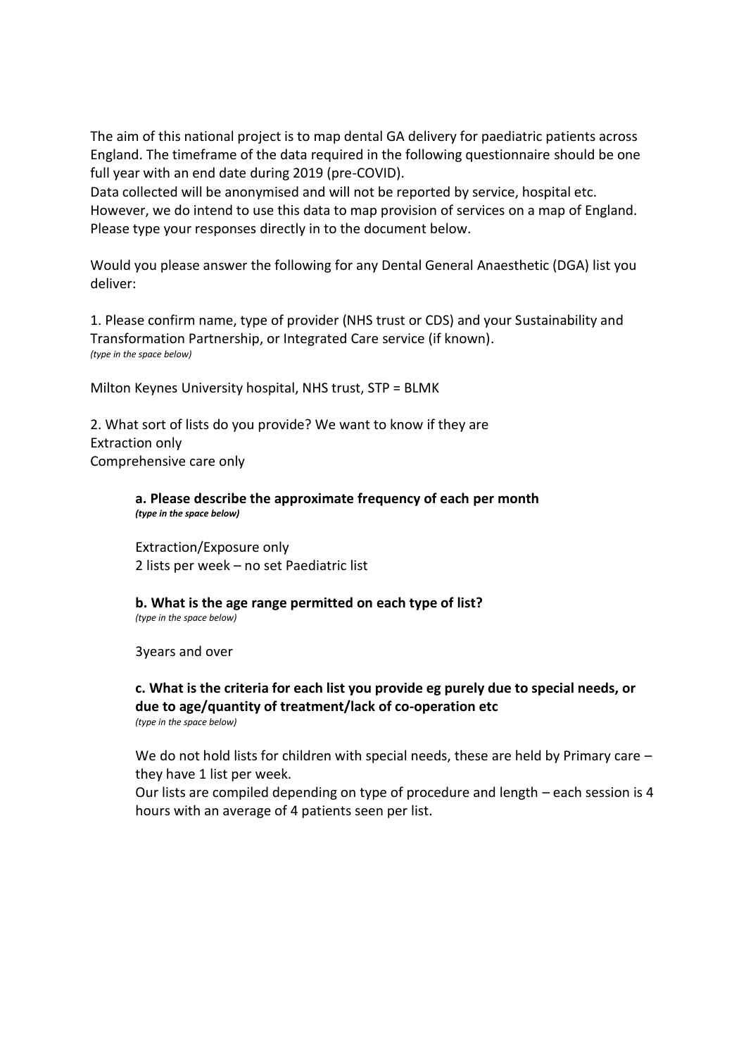The aim of this national project is to map dental GA delivery for paediatric patients across England. The timeframe of the data required in the following questionnaire should be one full year with an end date during 2019 (pre-COVID).
Data collected will be anonymised and will not be reported by service, hospital etc. However, we do intend to use this data to map provision of services on a map of England.
Please type your responses directly in to the document below.

Would you please answer the following for any Dental General Anaesthetic (DGA) list you deliver:

1. Please confirm name, type of provider (NHS trust or CDS) and your Sustainability and Transformation Partnership, or Integrated Care service (if known).
*(type in the space below)*

Milton Keynes University hospital, NHS trust, STP = BLMK

2. What sort of lists do you provide? We want to know if they are
Extraction only
Comprehensive care only

> **a. Please describe the approximate frequency of each per month**
> ***(type in the space below)***
>
> Extraction/Exposure only
> 2 lists per week – no set Paediatric list
>
> **b. What is the age range permitted on each type of list?**
> *(type in the space below)*
>
> 3years and over
>
> **c. What is the criteria for each list you provide eg purely due to special needs, or due to age/quantity of treatment/lack of co-operation etc**
> *(type in the space below)*
>
> We do not hold lists for children with special needs, these are held by Primary care – they have 1 list per week.
> Our lists are compiled depending on type of procedure and length – each session is 4 hours with an average of 4 patients seen per list.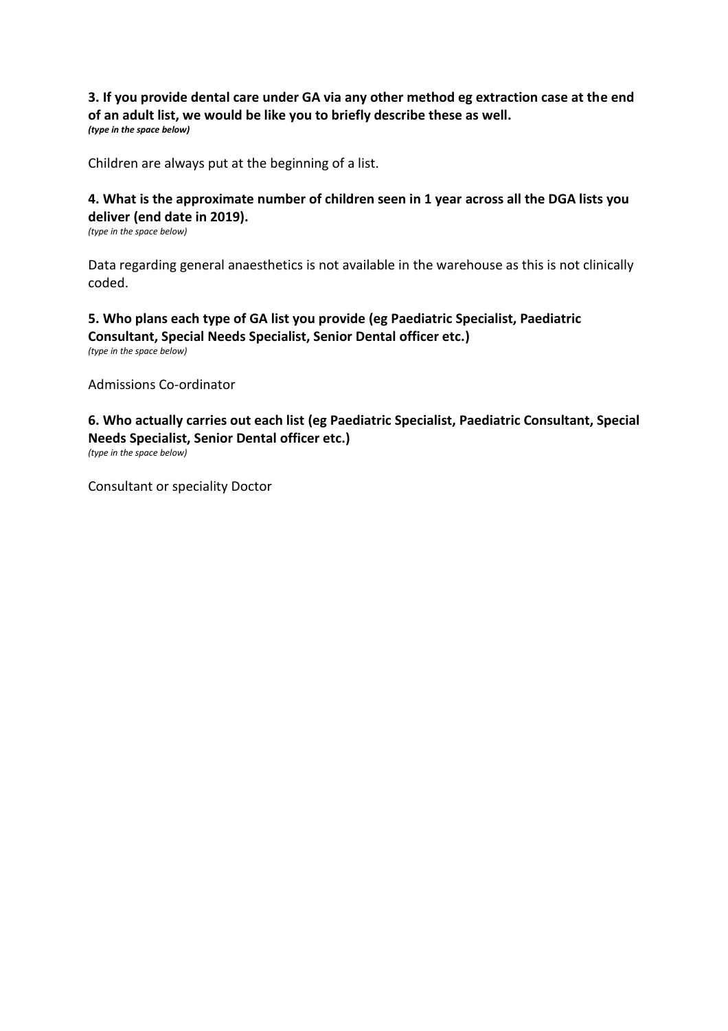**3. If you provide dental care under GA via any other method eg extraction case at the end of an adult list, we would be like you to briefly describe these as well.**
***(type in the space below)***

Children are always put at the beginning of a list.

**4. What is the approximate number of children seen in 1 year across all the DGA lists you deliver (end date in 2019).**
*(type in the space below)*

Data regarding general anaesthetics is not available in the warehouse as this is not clinically coded.

**5. Who plans each type of GA list you provide (eg Paediatric Specialist, Paediatric Consultant, Special Needs Specialist, Senior Dental officer etc.)**
*(type in the space below)*

Admissions Co-ordinator

**6. Who actually carries out each list (eg Paediatric Specialist, Paediatric Consultant, Special Needs Specialist, Senior Dental officer etc.)**
*(type in the space below)*

Consultant or speciality Doctor